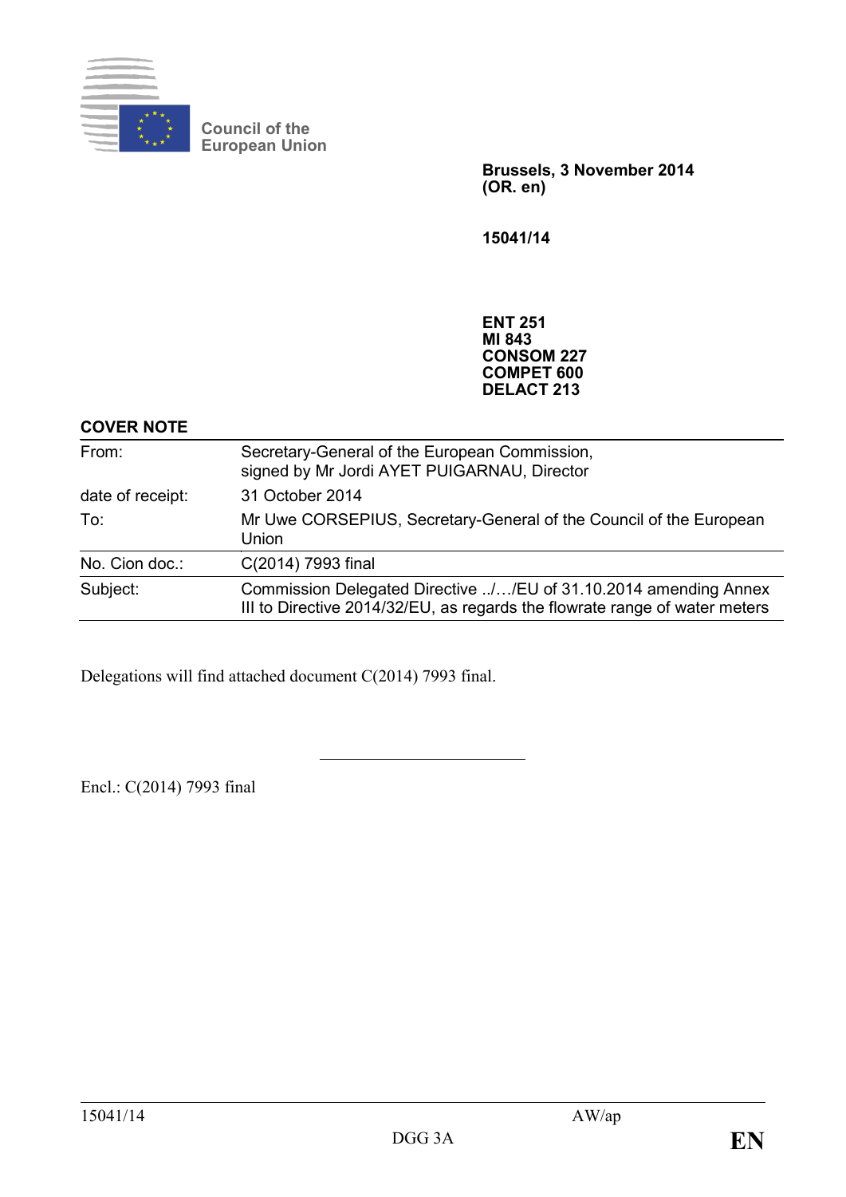Council of the European Union

**Brussels, 3 November 2014**
**(OR. en)**

**15041/14**

**ENT 251**
**MI 843**
**CONSOM 227**
**COMPET 600**
**DELACT 213**

**COVER NOTE**

| | |
|---|---|
| From: | Secretary-General of the European Commission, signed by Mr Jordi AYET PUIGARNAU, Director |
| date of receipt: | 31 October 2014 |
| To: | Mr Uwe CORSEPIUS, Secretary-General of the Council of the European Union |
| No. Cion doc.: | C(2014) 7993 final |
| Subject: | Commission Delegated Directive ../…/EU of 31.10.2014 amending Annex III to Directive 2014/32/EU, as regards the flowrate range of water meters |

Delegations will find attached document C(2014) 7993 final.

Encl.: C(2014) 7993 final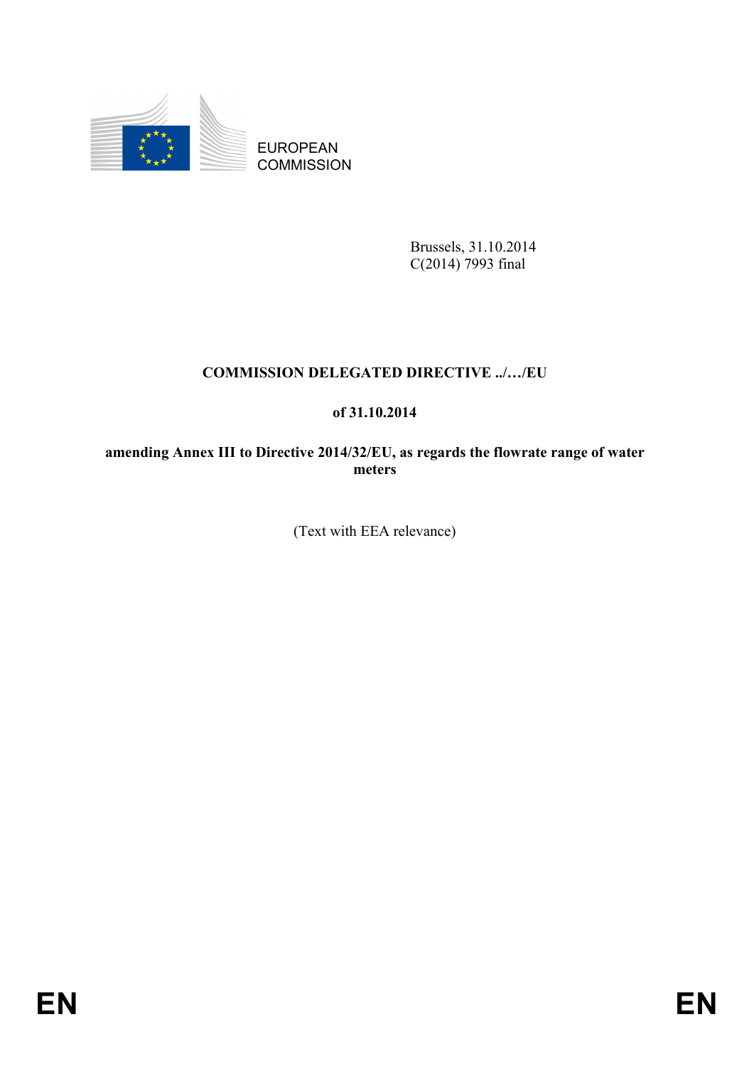EUROPEAN COMMISSION

Brussels, 31.10.2014
C(2014) 7993 final

**COMMISSION DELEGATED DIRECTIVE ../…/EU**

**of 31.10.2014**

**amending Annex III to Directive 2014/32/EU, as regards the flowrate range of water meters**

(Text with EEA relevance)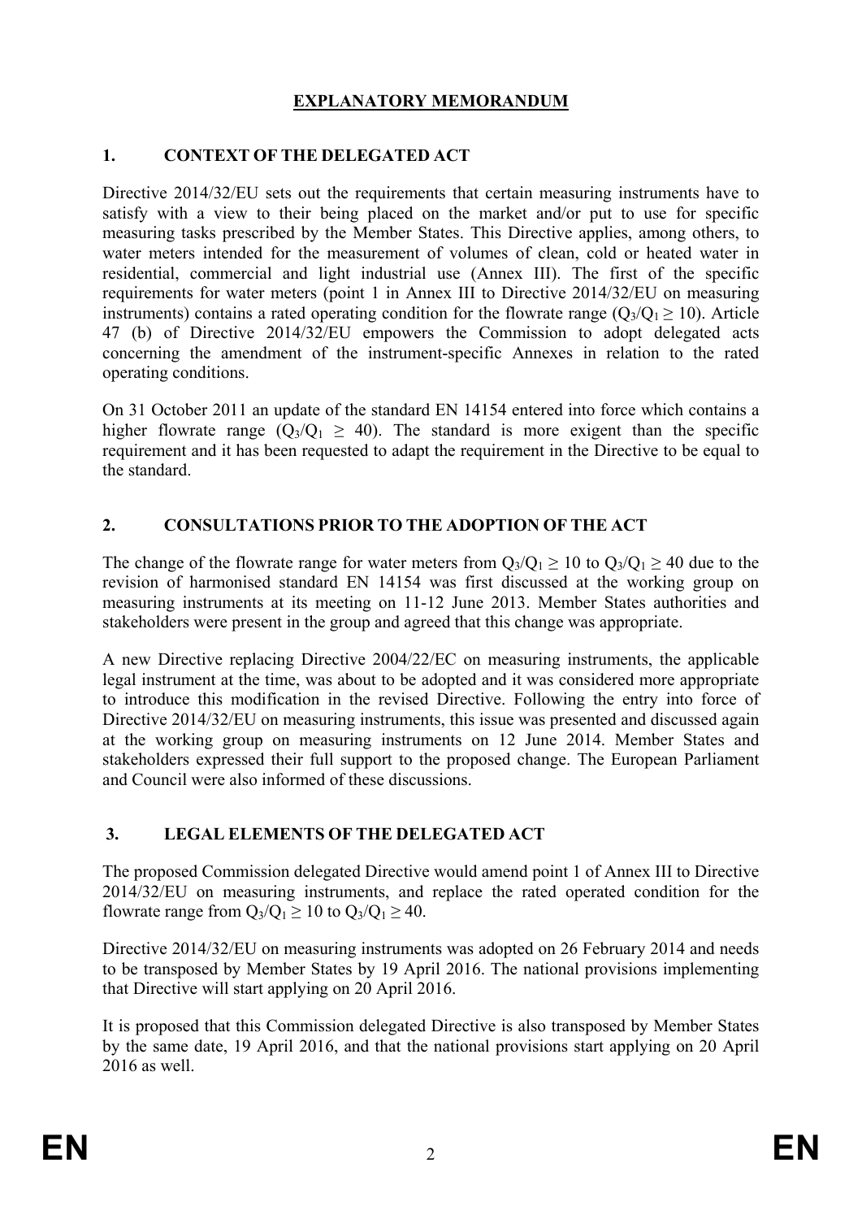# EXPLANATORY MEMORANDUM

## 1. CONTEXT OF THE DELEGATED ACT

Directive 2014/32/EU sets out the requirements that certain measuring instruments have to satisfy with a view to their being placed on the market and/or put to use for specific measuring tasks prescribed by the Member States. This Directive applies, among others, to water meters intended for the measurement of volumes of clean, cold or heated water in residential, commercial and light industrial use (Annex III). The first of the specific requirements for water meters (point 1 in Annex III to Directive 2014/32/EU on measuring instruments) contains a rated operating condition for the flowrate range ($Q_3/Q_1 \geq 10$). Article 47 (b) of Directive 2014/32/EU empowers the Commission to adopt delegated acts concerning the amendment of the instrument-specific Annexes in relation to the rated operating conditions.

On 31 October 2011 an update of the standard EN 14154 entered into force which contains a higher flowrate range ($Q_3/Q_1 \geq 40$). The standard is more exigent than the specific requirement and it has been requested to adapt the requirement in the Directive to be equal to the standard.

## 2. CONSULTATIONS PRIOR TO THE ADOPTION OF THE ACT

The change of the flowrate range for water meters from $Q_3/Q_1 \geq 10$ to $Q_3/Q_1 \geq 40$ due to the revision of harmonised standard EN 14154 was first discussed at the working group on measuring instruments at its meeting on 11-12 June 2013. Member States authorities and stakeholders were present in the group and agreed that this change was appropriate.

A new Directive replacing Directive 2004/22/EC on measuring instruments, the applicable legal instrument at the time, was about to be adopted and it was considered more appropriate to introduce this modification in the revised Directive. Following the entry into force of Directive 2014/32/EU on measuring instruments, this issue was presented and discussed again at the working group on measuring instruments on 12 June 2014. Member States and stakeholders expressed their full support to the proposed change. The European Parliament and Council were also informed of these discussions.

## 3. LEGAL ELEMENTS OF THE DELEGATED ACT

The proposed Commission delegated Directive would amend point 1 of Annex III to Directive 2014/32/EU on measuring instruments, and replace the rated operated condition for the flowrate range from $Q_3/Q_1 \geq 10$ to $Q_3/Q_1 \geq 40$.

Directive 2014/32/EU on measuring instruments was adopted on 26 February 2014 and needs to be transposed by Member States by 19 April 2016. The national provisions implementing that Directive will start applying on 20 April 2016.

It is proposed that this Commission delegated Directive is also transposed by Member States by the same date, 19 April 2016, and that the national provisions start applying on 20 April 2016 as well.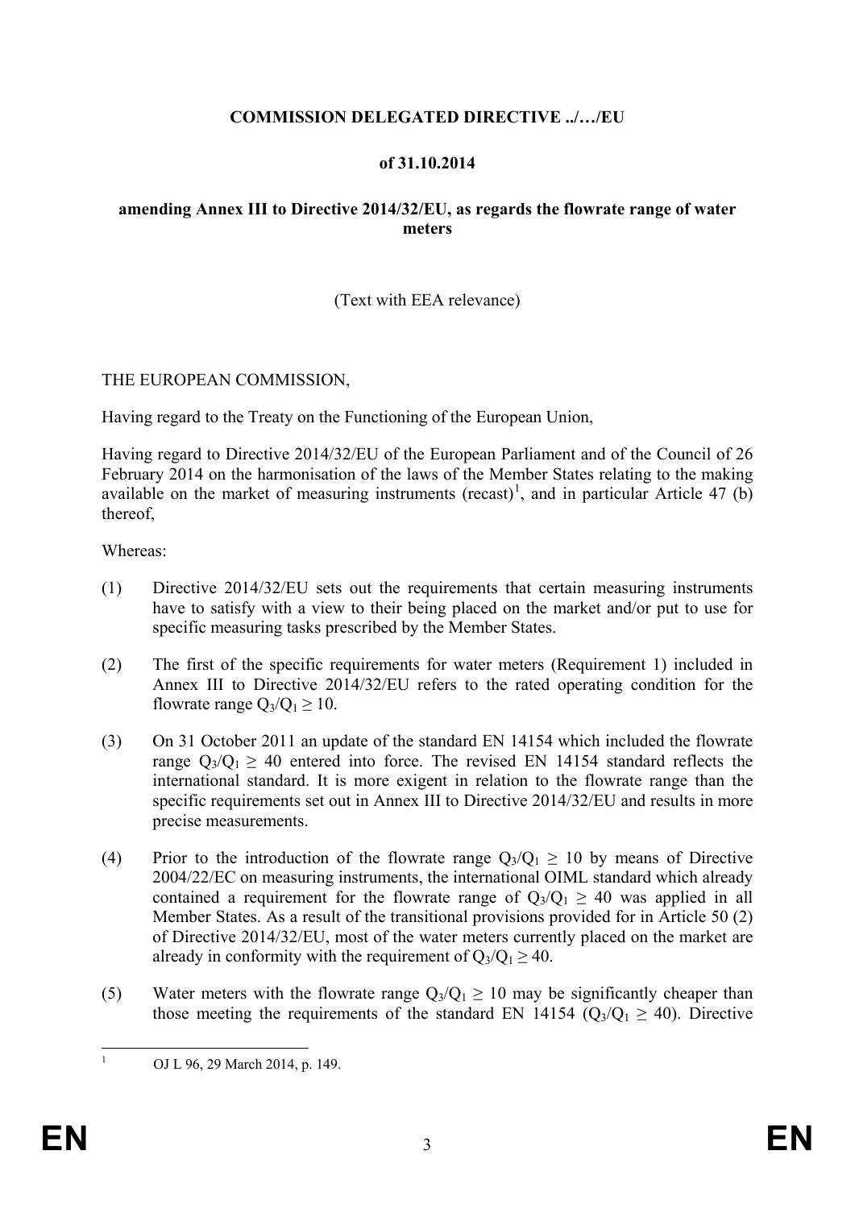**COMMISSION DELEGATED DIRECTIVE ../…/EU**

**of 31.10.2014**

**amending Annex III to Directive 2014/32/EU, as regards the flowrate range of water meters**

(Text with EEA relevance)

THE EUROPEAN COMMISSION,

Having regard to the Treaty on the Functioning of the European Union,

Having regard to Directive 2014/32/EU of the European Parliament and of the Council of 26 February 2014 on the harmonisation of the laws of the Member States relating to the making available on the market of measuring instruments (recast)[1], and in particular Article 47 (b) thereof,

Whereas:

(1) Directive 2014/32/EU sets out the requirements that certain measuring instruments have to satisfy with a view to their being placed on the market and/or put to use for specific measuring tasks prescribed by the Member States.

(2) The first of the specific requirements for water meters (Requirement 1) included in Annex III to Directive 2014/32/EU refers to the rated operating condition for the flowrate range $Q_3/Q_1 \geq 10$.

(3) On 31 October 2011 an update of the standard EN 14154 which included the flowrate range $Q_3/Q_1 \geq 40$ entered into force. The revised EN 14154 standard reflects the international standard. It is more exigent in relation to the flowrate range than the specific requirements set out in Annex III to Directive 2014/32/EU and results in more precise measurements.

(4) Prior to the introduction of the flowrate range $Q_3/Q_1 \geq 10$ by means of Directive 2004/22/EC on measuring instruments, the international OIML standard which already contained a requirement for the flowrate range of $Q_3/Q_1 \geq 40$ was applied in all Member States. As a result of the transitional provisions provided for in Article 50 (2) of Directive 2014/32/EU, most of the water meters currently placed on the market are already in conformity with the requirement of $Q_3/Q_1 \geq 40$.

(5) Water meters with the flowrate range $Q_3/Q_1 \geq 10$ may be significantly cheaper than those meeting the requirements of the standard EN 14154 ($Q_3/Q_1 \geq 40$). Directive

[1] OJ L 96, 29 March 2014, p. 149.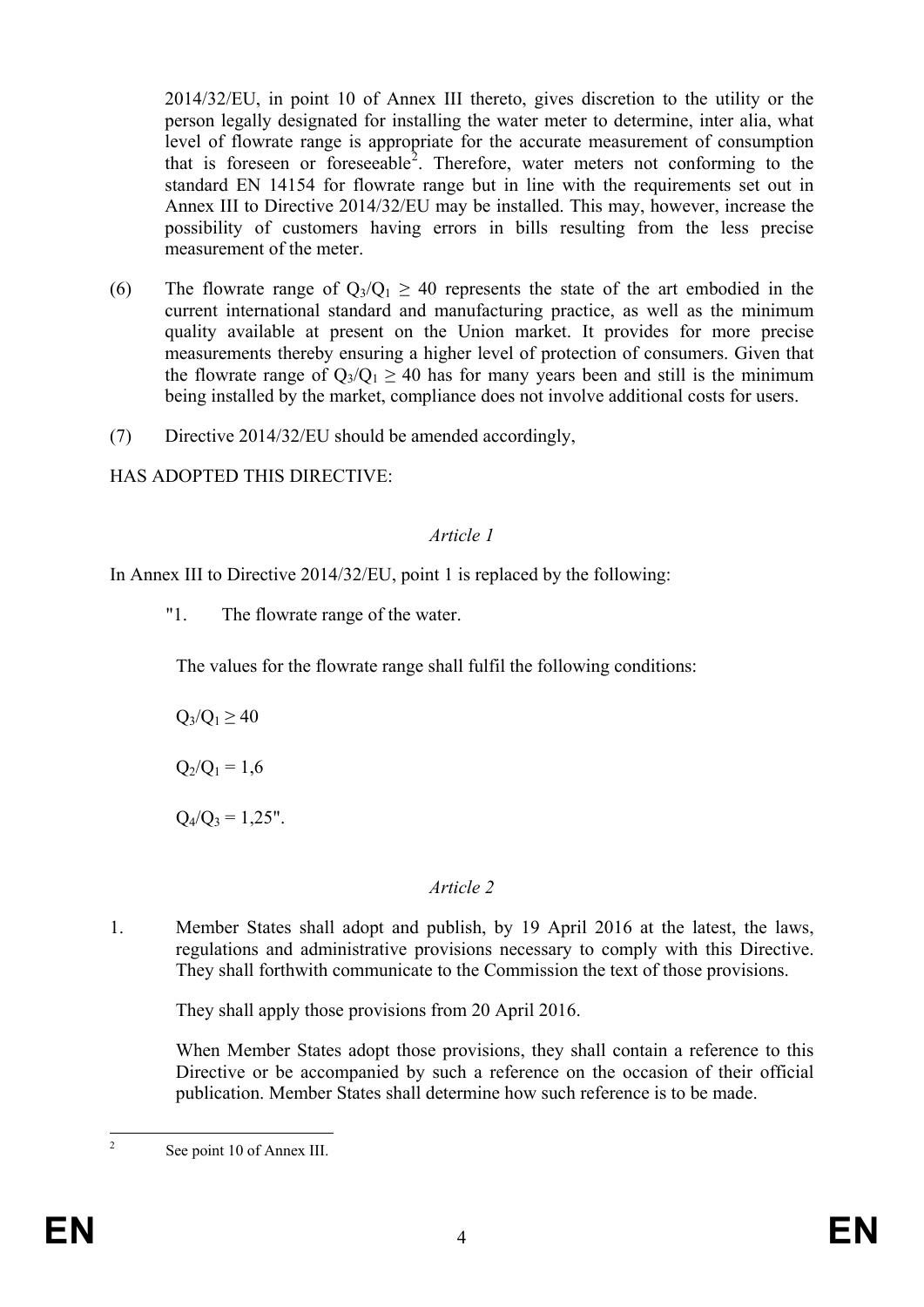2014/32/EU, in point 10 of Annex III thereto, gives discretion to the utility or the person legally designated for installing the water meter to determine, inter alia, what level of flowrate range is appropriate for the accurate measurement of consumption that is foreseen or foreseeable[2]. Therefore, water meters not conforming to the standard EN 14154 for flowrate range but in line with the requirements set out in Annex III to Directive 2014/32/EU may be installed. This may, however, increase the possibility of customers having errors in bills resulting from the less precise measurement of the meter.

(6) The flowrate range of $Q_3/Q_1 \geq 40$ represents the state of the art embodied in the current international standard and manufacturing practice, as well as the minimum quality available at present on the Union market. It provides for more precise measurements thereby ensuring a higher level of protection of consumers. Given that the flowrate range of $Q_3/Q_1 \geq 40$ has for many years been and still is the minimum being installed by the market, compliance does not involve additional costs for users.

(7) Directive 2014/32/EU should be amended accordingly,

HAS ADOPTED THIS DIRECTIVE:

*Article 1*

In Annex III to Directive 2014/32/EU, point 1 is replaced by the following:

"1. The flowrate range of the water.

The values for the flowrate range shall fulfil the following conditions:

$Q_3/Q_1 \geq 40$

$Q_2/Q_1 = 1,6$

$Q_4/Q_3 = 1,25$".

*Article 2*

1. Member States shall adopt and publish, by 19 April 2016 at the latest, the laws, regulations and administrative provisions necessary to comply with this Directive. They shall forthwith communicate to the Commission the text of those provisions.

They shall apply those provisions from 20 April 2016.

When Member States adopt those provisions, they shall contain a reference to this Directive or be accompanied by such a reference on the occasion of their official publication. Member States shall determine how such reference is to be made.

[2] See point 10 of Annex III.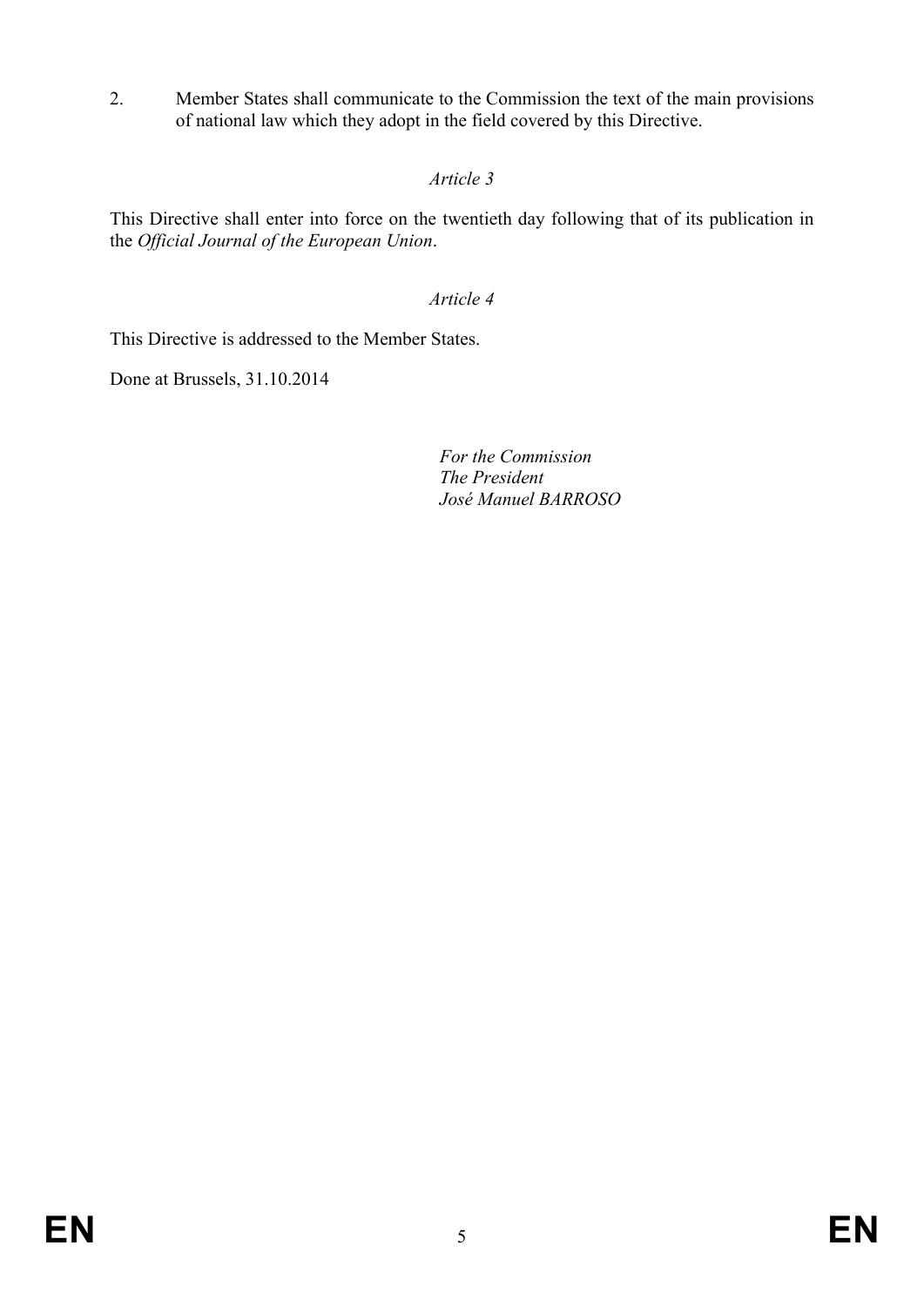2. Member States shall communicate to the Commission the text of the main provisions of national law which they adopt in the field covered by this Directive.

*Article 3*

This Directive shall enter into force on the twentieth day following that of its publication in the *Official Journal of the European Union*.

*Article 4*

This Directive is addressed to the Member States.

Done at Brussels, 31.10.2014

*For the Commission*
*The President*
*José Manuel BARROSO*